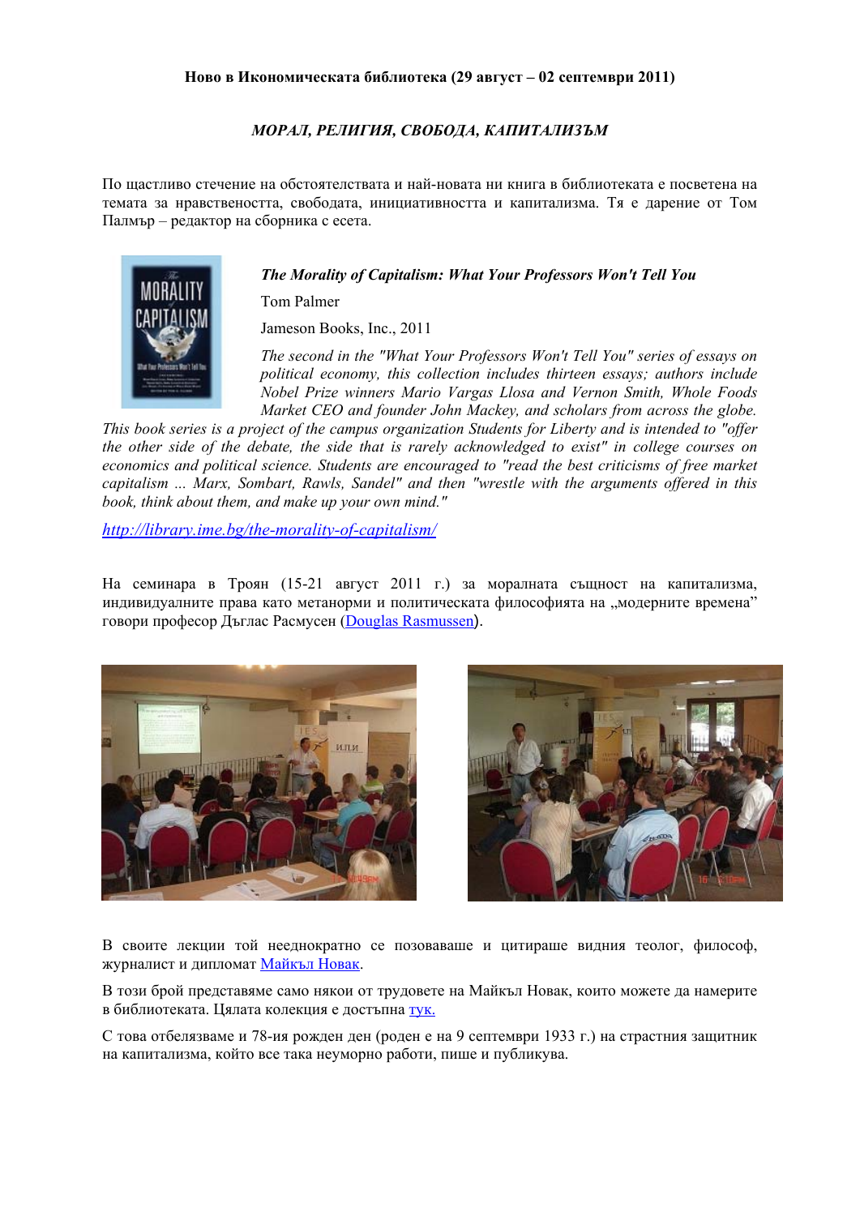**Ново в Икономическата библиотека (29 август – 02 септември 2011)**

***МОРАЛ, РЕЛИГИЯ, СВОБОДА, КАПИТАЛИЗЪМ***

По щастливо стечение на обстоятелствата и най-новата ни книга в библиотеката е посветена на темата за нравствеността, свободата, инициативността и капитализма. Тя е дарение от Том Палмър – редактор на сборника с есета.

***The Morality of Capitalism: What Your Professors Won't Tell You***

Tom Palmer

Jameson Books, Inc., 2011

*The second in the "What Your Professors Won't Tell You" series of essays on political economy, this collection includes thirteen essays; authors include Nobel Prize winners Mario Vargas Llosa and Vernon Smith, Whole Foods Market CEO and founder John Mackey, and scholars from across the globe. This book series is a project of the campus organization Students for Liberty and is intended to "offer the other side of the debate, the side that is rarely acknowledged to exist" in college courses on economics and political science. Students are encouraged to "read the best criticisms of free market capitalism ... Marx, Sombart, Rawls, Sandel" and then "wrestle with the arguments offered in this book, think about them, and make up your own mind."*

[http://library.ime.bg/the-morality-of-capitalism/](http://library.ime.bg/the-morality-of-capitalism/)

На семинара в Троян (15-21 август 2011 г.) за моралната същност на капитализма, индивидуалните права като метанорми и политическата философията на „модерните времена" говори професор Дъглас Расмусен (Douglas Rasmussen).

В своите лекции той нееднократно се позоваваше и цитираше видния теолог, философ, журналист и дипломат Майкъл Новак.

В този брой представяме само някои от трудовете на Майкъл Новак, които можете да намерите в библиотеката. Цялата колекция е достъпна тук.

С това отбелязваме и 78-ия рожден ден (роден е на 9 септември 1933 г.) на страстния защитник на капитализма, който все така неуморно работи, пише и публикува.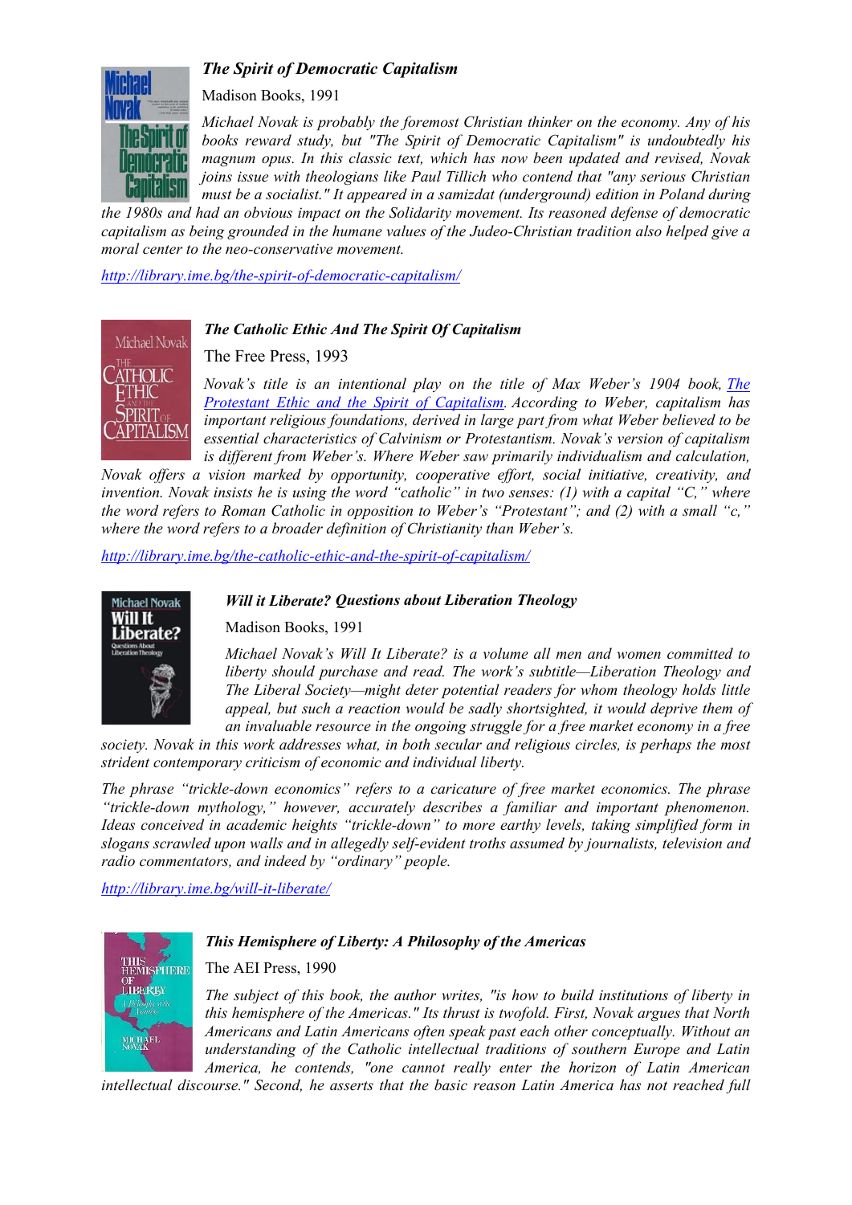### *The Spirit of Democratic Capitalism*

Madison Books, 1991

*Michael Novak is probably the foremost Christian thinker on the economy. Any of his books reward study, but "The Spirit of Democratic Capitalism" is undoubtedly his magnum opus. In this classic text, which has now been updated and revised, Novak joins issue with theologians like Paul Tillich who contend that "any serious Christian must be a socialist." It appeared in a samizdat (underground) edition in Poland during the 1980s and had an obvious impact on the Solidarity movement. Its reasoned defense of democratic capitalism as being grounded in the humane values of the Judeo-Christian tradition also helped give a moral center to the neo-conservative movement.*

[http://library.ime.bg/the-spirit-of-democratic-capitalism/](http://library.ime.bg/the-spirit-of-democratic-capitalism/)

### *The Catholic Ethic And The Spirit Of Capitalism*

The Free Press, 1993

*Novak's title is an intentional play on the title of Max Weber's 1904 book, [The Protestant Ethic and the Spirit of Capitalism](). According to Weber, capitalism has important religious foundations, derived in large part from what Weber believed to be essential characteristics of Calvinism or Protestantism. Novak's version of capitalism is different from Weber's. Where Weber saw primarily individualism and calculation, Novak offers a vision marked by opportunity, cooperative effort, social initiative, creativity, and invention. Novak insists he is using the word "catholic" in two senses: (1) with a capital "C," where the word refers to Roman Catholic in opposition to Weber's "Protestant"; and (2) with a small "c," where the word refers to a broader definition of Christianity than Weber's.*

[http://library.ime.bg/the-catholic-ethic-and-the-spirit-of-capitalism/](http://library.ime.bg/the-catholic-ethic-and-the-spirit-of-capitalism/)

### *Will it Liberate? Questions about Liberation Theology*

Madison Books, 1991

*Michael Novak's Will It Liberate? is a volume all men and women committed to liberty should purchase and read. The work's subtitle—Liberation Theology and The Liberal Society—might deter potential readers for whom theology holds little appeal, but such a reaction would be sadly shortsighted, it would deprive them of an invaluable resource in the ongoing struggle for a free market economy in a free society. Novak in this work addresses what, in both secular and religious circles, is perhaps the most strident contemporary criticism of economic and individual liberty.*

*The phrase "trickle-down economics" refers to a caricature of free market economics. The phrase "trickle-down mythology," however, accurately describes a familiar and important phenomenon. Ideas conceived in academic heights "trickle-down" to more earthy levels, taking simplified form in slogans scrawled upon walls and in allegedly self-evident troths assumed by journalists, television and radio commentators, and indeed by "ordinary" people.*

[http://library.ime.bg/will-it-liberate/](http://library.ime.bg/will-it-liberate/)

### *This Hemisphere of Liberty: A Philosophy of the Americas*

The AEI Press, 1990

*The subject of this book, the author writes, "is how to build institutions of liberty in this hemisphere of the Americas." Its thrust is twofold. First, Novak argues that North Americans and Latin Americans often speak past each other conceptually. Without an understanding of the Catholic intellectual traditions of southern Europe and Latin America, he contends, "one cannot really enter the horizon of Latin American intellectual discourse." Second, he asserts that the basic reason Latin America has not reached full*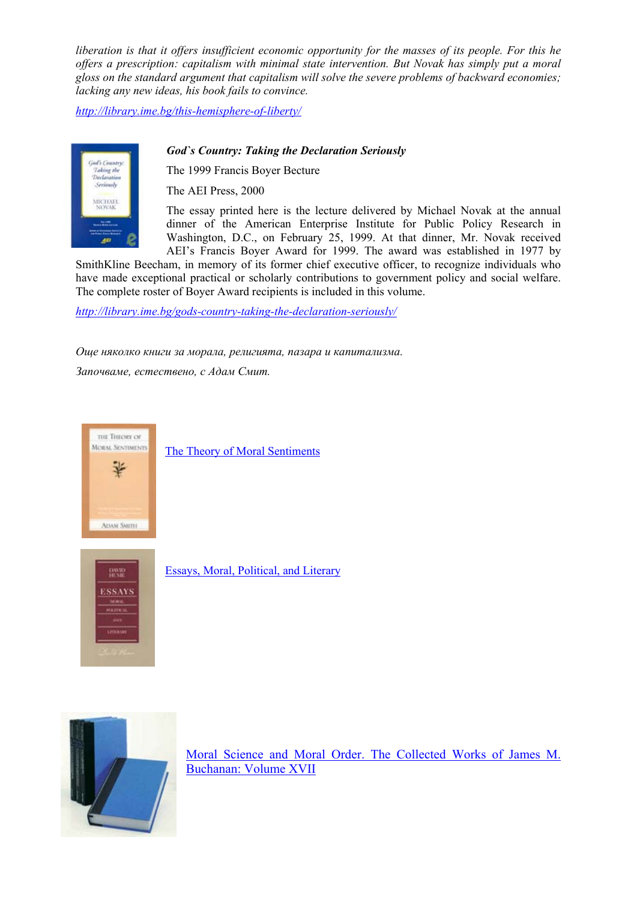*liberation is that it offers insufficient economic opportunity for the masses of its people. For this he offers a prescription: capitalism with minimal state intervention. But Novak has simply put a moral gloss on the standard argument that capitalism will solve the severe problems of backward economies; lacking any new ideas, his book fails to convince.*

http://library.ime.bg/this-hemisphere-of-liberty/

***God`s Country: Taking the Declaration Seriously***

The 1999 Francis Boyer Becture

The AEI Press, 2000

The essay printed here is the lecture delivered by Michael Novak at the annual dinner of the American Enterprise Institute for Public Policy Research in Washington, D.C., on February 25, 1999. At that dinner, Mr. Novak received AEI's Francis Boyer Award for 1999. The award was established in 1977 by SmithKline Beecham, in memory of its former chief executive officer, to recognize individuals who have made exceptional practical or scholarly contributions to government policy and social welfare. The complete roster of Boyer Award recipients is included in this volume.

http://library.ime.bg/gods-country-taking-the-declaration-seriously/

*Още няколко книги за морала, религията, пазара и капитализма.*

*Започваме, естествено, с Адам Смит.*

The Theory of Moral Sentiments

Essays, Moral, Political, and Literary

Moral Science and Moral Order. The Collected Works of James M. Buchanan: Volume XVII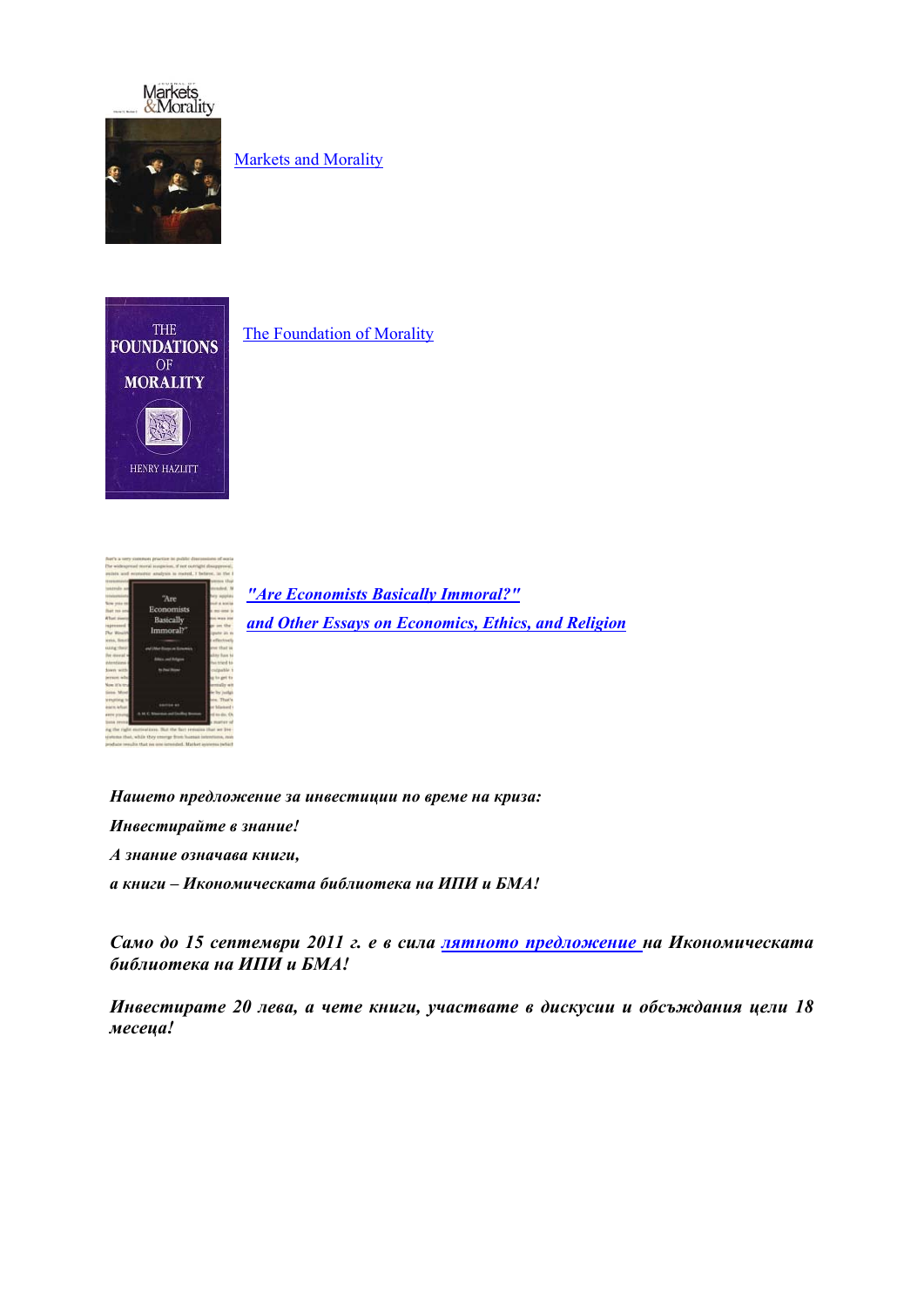Markets and Morality

The Foundation of Morality

***"Are Economists Basically Immoral?"***

***and Other Essays on Economics, Ethics, and Religion***

***Нашето предложение за инвестиции по време на криза:***

***Инвестирайте в знание!***

***А знание означава книги,***

***а книги – Икономическата библиотека на ИПИ и БМА!***

***Само до 15 септември 2011 г. е в сила лятното предложение на Икономическата библиотека на ИПИ и БМА!***

***Инвестирате 20 лева, а четe книги, участвате в дискусии и обсъждания цели 18 месеца!***